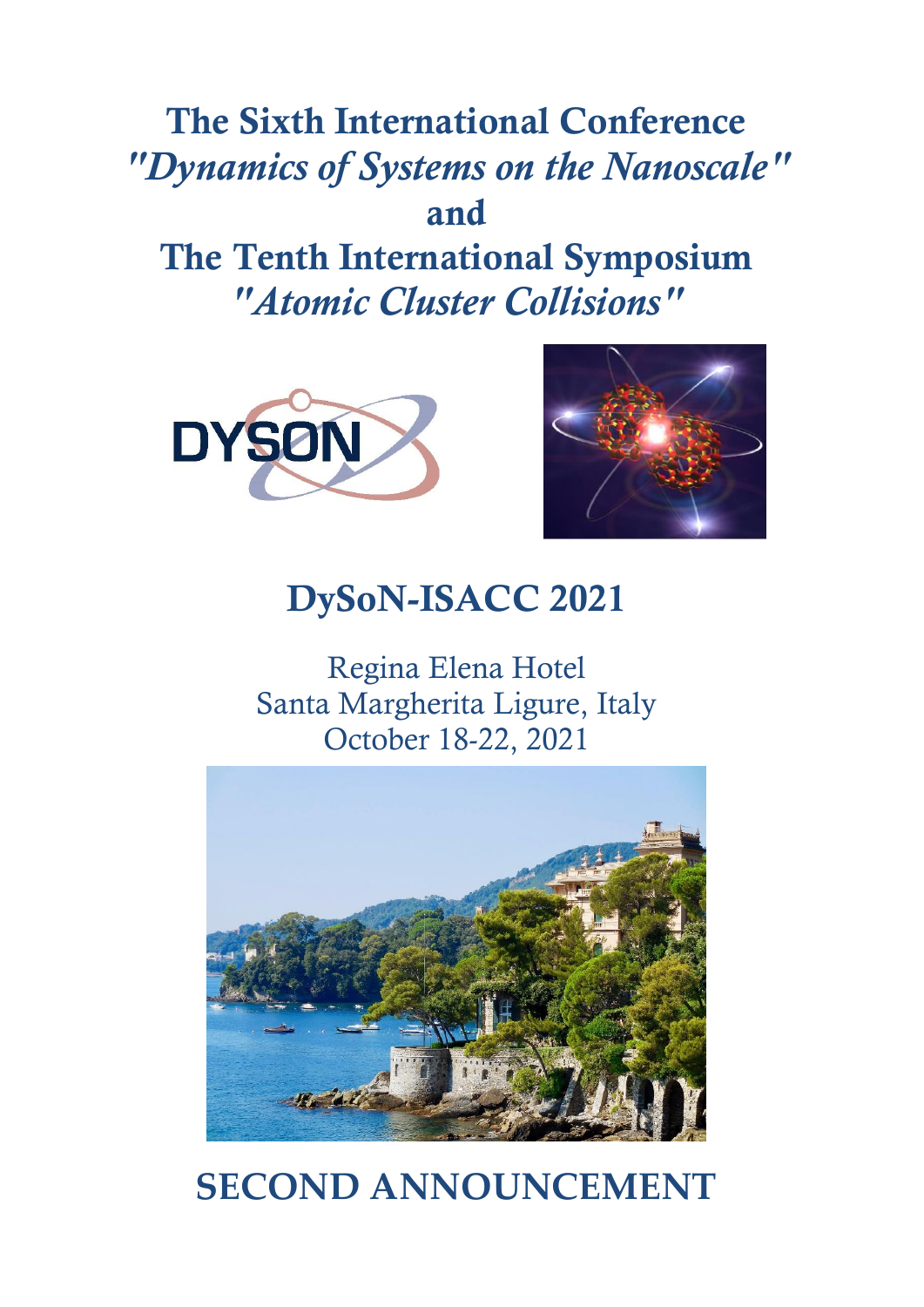# The Sixth International Conference
# *"Dynamics of Systems on the Nanoscale"*
# and
# The Tenth International Symposium
# *"Atomic Cluster Collisions"*

## DySoN-ISACC 2021

Regina Elena Hotel
Santa Margherita Ligure, Italy
October 18-22, 2021

## SECOND ANNOUNCEMENT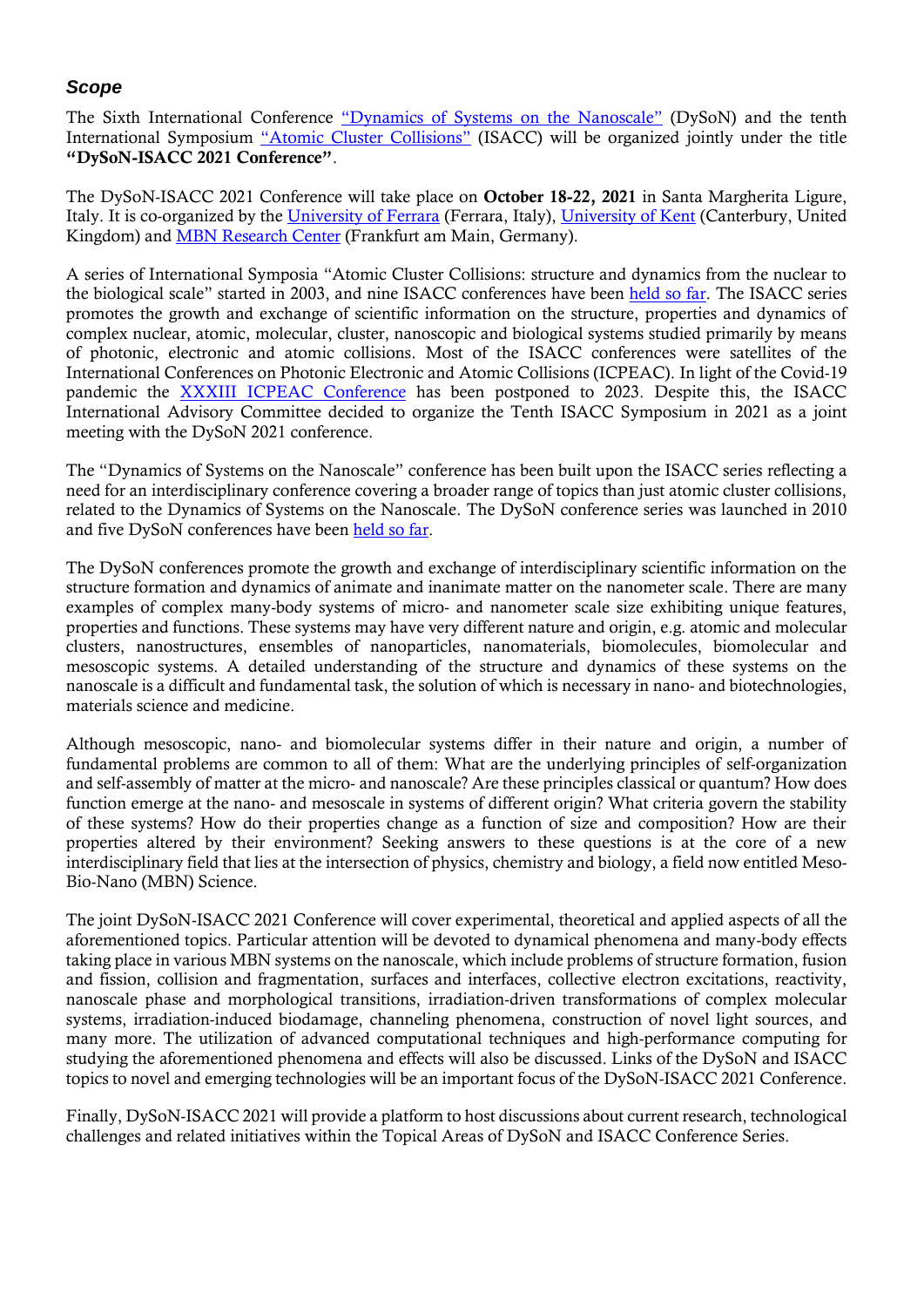### *Scope*

The Sixth International Conference "Dynamics of Systems on the Nanoscale" (DySoN) and the tenth International Symposium "Atomic Cluster Collisions" (ISACC) will be organized jointly under the title **"DySoN-ISACC 2021 Conference"**.

The DySoN-ISACC 2021 Conference will take place on **October 18-22, 2021** in Santa Margherita Ligure, Italy. It is co-organized by the University of Ferrara (Ferrara, Italy), University of Kent (Canterbury, United Kingdom) and MBN Research Center (Frankfurt am Main, Germany).

A series of International Symposia "Atomic Cluster Collisions: structure and dynamics from the nuclear to the biological scale" started in 2003, and nine ISACC conferences have been held so far. The ISACC series promotes the growth and exchange of scientific information on the structure, properties and dynamics of complex nuclear, atomic, molecular, cluster, nanoscopic and biological systems studied primarily by means of photonic, electronic and atomic collisions. Most of the ISACC conferences were satellites of the International Conferences on Photonic Electronic and Atomic Collisions (ICPEAC). In light of the Covid-19 pandemic the XXXIII ICPEAC Conference has been postponed to 2023. Despite this, the ISACC International Advisory Committee decided to organize the Tenth ISACC Symposium in 2021 as a joint meeting with the DySoN 2021 conference.

The "Dynamics of Systems on the Nanoscale" conference has been built upon the ISACC series reflecting a need for an interdisciplinary conference covering a broader range of topics than just atomic cluster collisions, related to the Dynamics of Systems on the Nanoscale. The DySoN conference series was launched in 2010 and five DySoN conferences have been held so far.

The DySoN conferences promote the growth and exchange of interdisciplinary scientific information on the structure formation and dynamics of animate and inanimate matter on the nanometer scale. There are many examples of complex many-body systems of micro- and nanometer scale size exhibiting unique features, properties and functions. These systems may have very different nature and origin, e.g. atomic and molecular clusters, nanostructures, ensembles of nanoparticles, nanomaterials, biomolecules, biomolecular and mesoscopic systems. A detailed understanding of the structure and dynamics of these systems on the nanoscale is a difficult and fundamental task, the solution of which is necessary in nano- and biotechnologies, materials science and medicine.

Although mesoscopic, nano- and biomolecular systems differ in their nature and origin, a number of fundamental problems are common to all of them: What are the underlying principles of self-organization and self-assembly of matter at the micro- and nanoscale? Are these principles classical or quantum? How does function emerge at the nano- and mesoscale in systems of different origin? What criteria govern the stability of these systems? How do their properties change as a function of size and composition? How are their properties altered by their environment? Seeking answers to these questions is at the core of a new interdisciplinary field that lies at the intersection of physics, chemistry and biology, a field now entitled Meso-Bio-Nano (MBN) Science.

The joint DySoN-ISACC 2021 Conference will cover experimental, theoretical and applied aspects of all the aforementioned topics. Particular attention will be devoted to dynamical phenomena and many-body effects taking place in various MBN systems on the nanoscale, which include problems of structure formation, fusion and fission, collision and fragmentation, surfaces and interfaces, collective electron excitations, reactivity, nanoscale phase and morphological transitions, irradiation-driven transformations of complex molecular systems, irradiation-induced biodamage, channeling phenomena, construction of novel light sources, and many more. The utilization of advanced computational techniques and high-performance computing for studying the aforementioned phenomena and effects will also be discussed. Links of the DySoN and ISACC topics to novel and emerging technologies will be an important focus of the DySoN-ISACC 2021 Conference.

Finally, DySoN-ISACC 2021 will provide a platform to host discussions about current research, technological challenges and related initiatives within the Topical Areas of DySoN and ISACC Conference Series.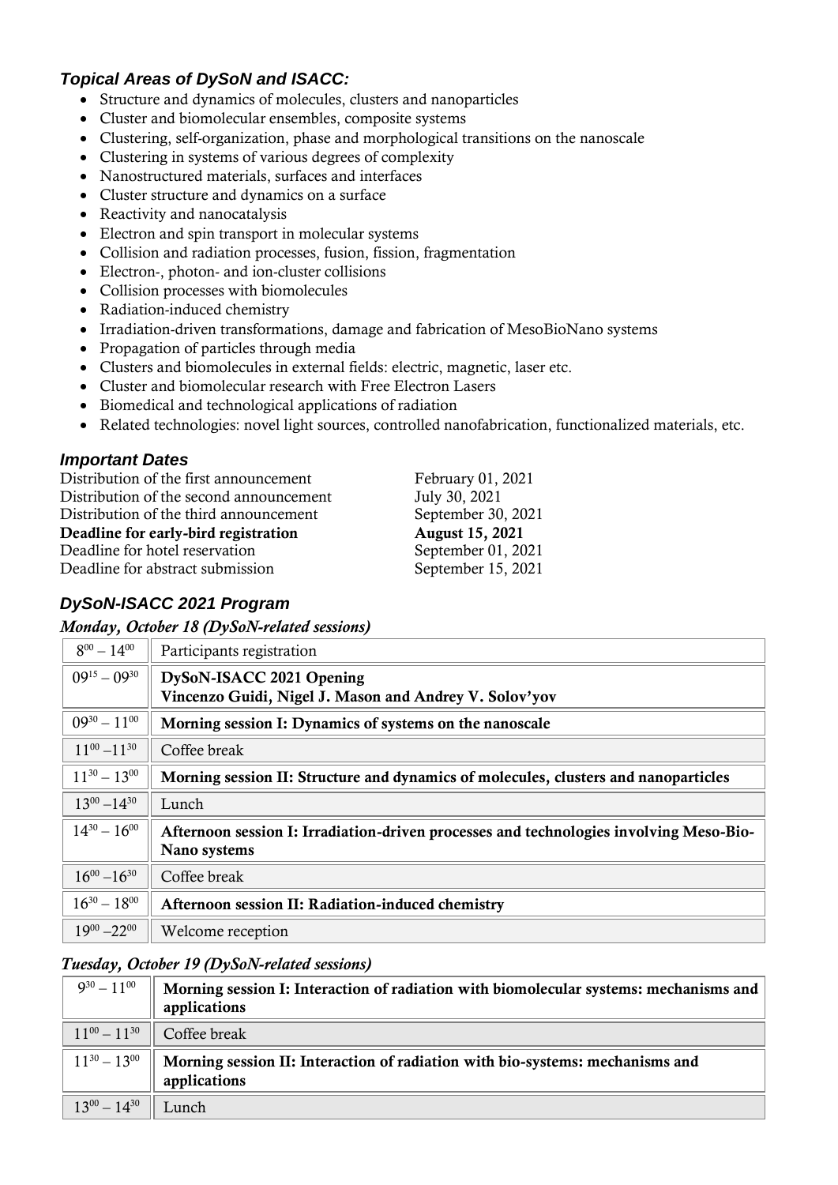### *Topical Areas of DySoN and ISACC:*

- Structure and dynamics of molecules, clusters and nanoparticles
- Cluster and biomolecular ensembles, composite systems
- Clustering, self-organization, phase and morphological transitions on the nanoscale
- Clustering in systems of various degrees of complexity
- Nanostructured materials, surfaces and interfaces
- Cluster structure and dynamics on a surface
- Reactivity and nanocatalysis
- Electron and spin transport in molecular systems
- Collision and radiation processes, fusion, fission, fragmentation
- Electron-, photon- and ion-cluster collisions
- Collision processes with biomolecules
- Radiation-induced chemistry
- Irradiation-driven transformations, damage and fabrication of MesoBioNano systems
- Propagation of particles through media
- Clusters and biomolecules in external fields: electric, magnetic, laser etc.
- Cluster and biomolecular research with Free Electron Lasers
- Biomedical and technological applications of radiation
- Related technologies: novel light sources, controlled nanofabrication, functionalized materials, etc.

### *Important Dates*

| | |
|---|---|
| Distribution of the first announcement | February 01, 2021 |
| Distribution of the second announcement | July 30, 2021 |
| Distribution of the third announcement | September 30, 2021 |
| **Deadline for early-bird registration** | **August 15, 2021** |
| Deadline for hotel reservation | September 01, 2021 |
| Deadline for abstract submission | September 15, 2021 |

### *DySoN-ISACC 2021 Program*

*Monday, October 18 (DySoN-related sessions)*

| | |
|---|---|
| 8:00 – 14:00 | Participants registration |
| 09:15 – 09:30 | **DySoN-ISACC 2021 Opening**<br>**Vincenzo Guidi, Nigel J. Mason and Andrey V. Solov'yov** |
| 09:30 – 11:00 | **Morning session I: Dynamics of systems on the nanoscale** |
| 11:00 – 11:30 | Coffee break |
| 11:30 – 13:00 | **Morning session II: Structure and dynamics of molecules, clusters and nanoparticles** |
| 13:00 – 14:30 | Lunch |
| 14:30 – 16:00 | **Afternoon session I: Irradiation-driven processes and technologies involving Meso-Bio-Nano systems** |
| 16:00 – 16:30 | Coffee break |
| 16:30 – 18:00 | **Afternoon session II: Radiation-induced chemistry** |
| 19:00 – 22:00 | Welcome reception |

*Tuesday, October 19 (DySoN-related sessions)*

| | |
|---|---|
| 9:30 – 11:00 | **Morning session I: Interaction of radiation with biomolecular systems: mechanisms and applications** |
| 11:00 – 11:30 | Coffee break |
| 11:30 – 13:00 | **Morning session II: Interaction of radiation with bio-systems: mechanisms and applications** |
| 13:00 – 14:30 | Lunch |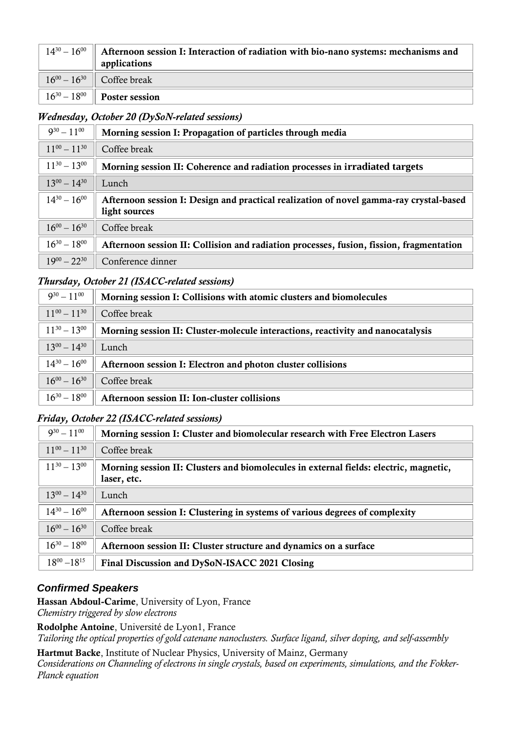| | |
|---|---|
| $14^{30} – 16^{00}$ | **Afternoon session I: Interaction of radiation with bio-nano systems: mechanisms and applications** |
| $16^{00} – 16^{30}$ | Coffee break |
| $16^{30} – 18^{00}$ | **Poster session** |

### *Wednesday, October 20 (DySoN-related sessions)*

| | |
|---|---|
| $9^{30} – 11^{00}$ | **Morning session I: Propagation of particles through media** |
| $11^{00} – 11^{30}$ | Coffee break |
| $11^{30} – 13^{00}$ | **Morning session II: Coherence and radiation processes in irradiated targets** |
| $13^{00} – 14^{30}$ | Lunch |
| $14^{30} – 16^{00}$ | **Afternoon session I: Design and practical realization of novel gamma-ray crystal-based light sources** |
| $16^{00} – 16^{30}$ | Coffee break |
| $16^{30} – 18^{00}$ | **Afternoon session II: Collision and radiation processes, fusion, fission, fragmentation** |
| $19^{00} – 22^{30}$ | Conference dinner |

### *Thursday, October 21 (ISACC-related sessions)*

| | |
|---|---|
| $9^{30} – 11^{00}$ | **Morning session I: Collisions with atomic clusters and biomolecules** |
| $11^{00} – 11^{30}$ | Coffee break |
| $11^{30} – 13^{00}$ | **Morning session II: Cluster-molecule interactions, reactivity and nanocatalysis** |
| $13^{00} – 14^{30}$ | Lunch |
| $14^{30} – 16^{00}$ | **Afternoon session I: Electron and photon cluster collisions** |
| $16^{00} – 16^{30}$ | Coffee break |
| $16^{30} – 18^{00}$ | **Afternoon session II: Ion-cluster collisions** |

### *Friday, October 22 (ISACC-related sessions)*

| | |
|---|---|
| $9^{30} – 11^{00}$ | **Morning session I: Cluster and biomolecular research with Free Electron Lasers** |
| $11^{00} – 11^{30}$ | Coffee break |
| $11^{30} – 13^{00}$ | **Morning session II: Clusters and biomolecules in external fields: electric, magnetic, laser, etc.** |
| $13^{00} – 14^{30}$ | Lunch |
| $14^{30} – 16^{00}$ | **Afternoon session I: Clustering in systems of various degrees of complexity** |
| $16^{00} – 16^{30}$ | Coffee break |
| $16^{30} – 18^{00}$ | **Afternoon session II: Cluster structure and dynamics on a surface** |
| $18^{00} – 18^{15}$ | **Final Discussion and DySoN-ISACC 2021 Closing** |

## *Confirmed Speakers*

**Hassan Abdoul-Carime**, University of Lyon, France
*Chemistry triggered by slow electrons*

**Rodolphe Antoine**, Université de Lyon1, France
*Tailoring the optical properties of gold catenane nanoclusters. Surface ligand, silver doping, and self-assembly*

**Hartmut Backe**, Institute of Nuclear Physics, University of Mainz, Germany
*Considerations on Channeling of electrons in single crystals, based on experiments, simulations, and the Fokker-Planck equation*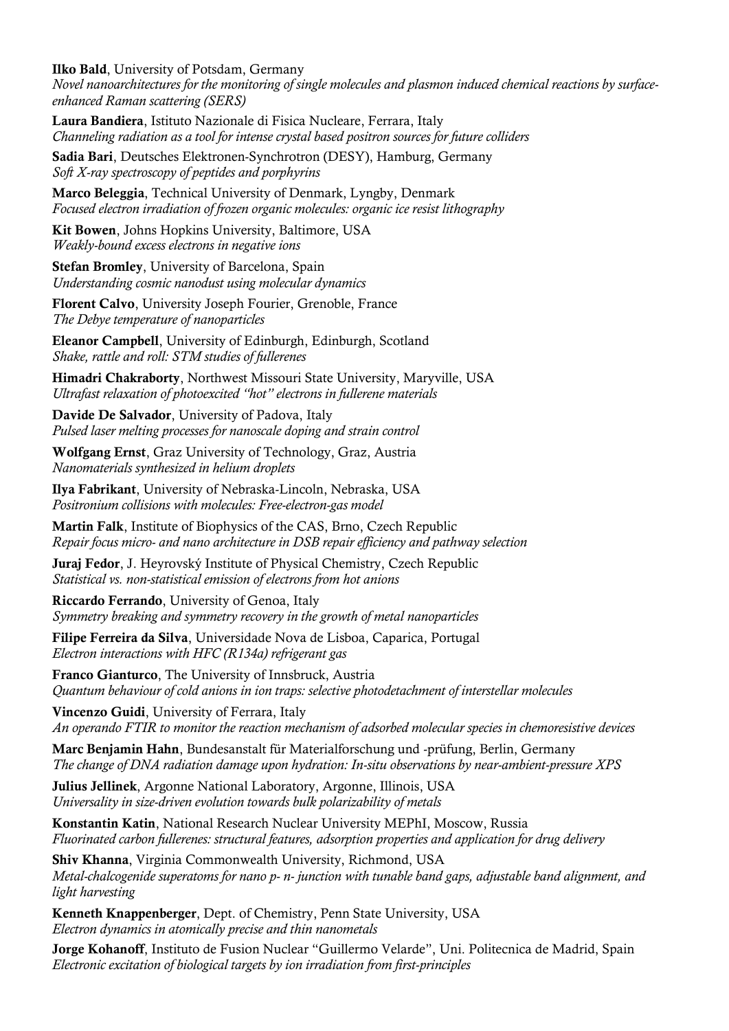**Ilko Bald**, University of Potsdam, Germany
*Novel nanoarchitectures for the monitoring of single molecules and plasmon induced chemical reactions by surface-enhanced Raman scattering (SERS)*

**Laura Bandiera**, Istituto Nazionale di Fisica Nucleare, Ferrara, Italy
*Channeling radiation as a tool for intense crystal based positron sources for future colliders*

**Sadia Bari**, Deutsches Elektronen-Synchrotron (DESY), Hamburg, Germany
*Soft X-ray spectroscopy of peptides and porphyrins*

**Marco Beleggia**, Technical University of Denmark, Lyngby, Denmark
*Focused electron irradiation of frozen organic molecules: organic ice resist lithography*

**Kit Bowen**, Johns Hopkins University, Baltimore, USA
*Weakly-bound excess electrons in negative ions*

**Stefan Bromley**, University of Barcelona, Spain
*Understanding cosmic nanodust using molecular dynamics*

**Florent Calvo**, University Joseph Fourier, Grenoble, France
*The Debye temperature of nanoparticles*

**Eleanor Campbell**, University of Edinburgh, Edinburgh, Scotland
*Shake, rattle and roll: STM studies of fullerenes*

**Himadri Chakraborty**, Northwest Missouri State University, Maryville, USA
*Ultrafast relaxation of photoexcited "hot" electrons in fullerene materials*

**Davide De Salvador**, University of Padova, Italy
*Pulsed laser melting processes for nanoscale doping and strain control*

**Wolfgang Ernst**, Graz University of Technology, Graz, Austria
*Nanomaterials synthesized in helium droplets*

**Ilya Fabrikant**, University of Nebraska-Lincoln, Nebraska, USA
*Positronium collisions with molecules: Free-electron-gas model*

**Martin Falk**, Institute of Biophysics of the CAS, Brno, Czech Republic
*Repair focus micro- and nano architecture in DSB repair efficiency and pathway selection*

**Juraj Fedor**, J. Heyrovský Institute of Physical Chemistry, Czech Republic
*Statistical vs. non-statistical emission of electrons from hot anions*

**Riccardo Ferrando**, University of Genoa, Italy
*Symmetry breaking and symmetry recovery in the growth of metal nanoparticles*

**Filipe Ferreira da Silva**, Universidade Nova de Lisboa, Caparica, Portugal
*Electron interactions with HFC (R134a) refrigerant gas*

**Franco Gianturco**, The University of Innsbruck, Austria
*Quantum behaviour of cold anions in ion traps: selective photodetachment of interstellar molecules*

**Vincenzo Guidi**, University of Ferrara, Italy
*An operando FTIR to monitor the reaction mechanism of adsorbed molecular species in chemoresistive devices*

**Marc Benjamin Hahn**, Bundesanstalt für Materialforschung und -prüfung, Berlin, Germany
*The change of DNA radiation damage upon hydration: In-situ observations by near-ambient-pressure XPS*

**Julius Jellinek**, Argonne National Laboratory, Argonne, Illinois, USA
*Universality in size-driven evolution towards bulk polarizability of metals*

**Konstantin Katin**, National Research Nuclear University MEPhI, Moscow, Russia
*Fluorinated carbon fullerenes: structural features, adsorption properties and application for drug delivery*

**Shiv Khanna**, Virginia Commonwealth University, Richmond, USA
*Metal-chalcogenide superatoms for nano p- n- junction with tunable band gaps, adjustable band alignment, and light harvesting*

**Kenneth Knappenberger**, Dept. of Chemistry, Penn State University, USA
*Electron dynamics in atomically precise and thin nanometals*

**Jorge Kohanoff**, Instituto de Fusion Nuclear "Guillermo Velarde", Uni. Politecnica de Madrid, Spain
*Electronic excitation of biological targets by ion irradiation from first-principles*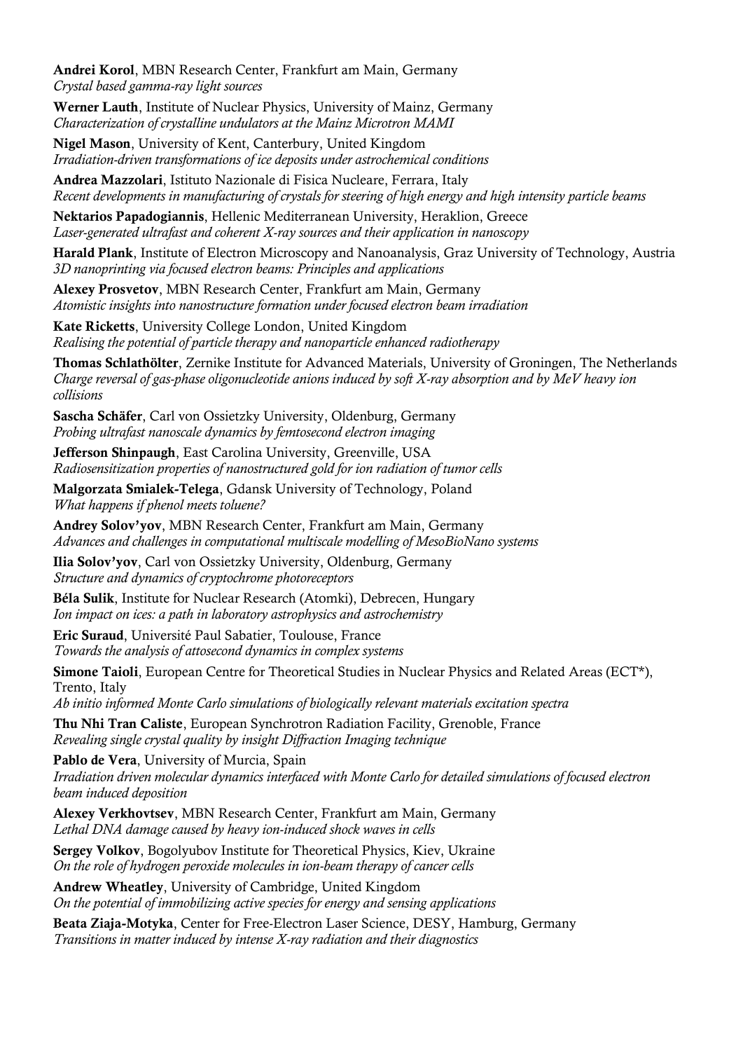**Andrei Korol**, MBN Research Center, Frankfurt am Main, Germany
*Crystal based gamma-ray light sources*

**Werner Lauth**, Institute of Nuclear Physics, University of Mainz, Germany
*Characterization of crystalline undulators at the Mainz Microtron MAMI*

**Nigel Mason**, University of Kent, Canterbury, United Kingdom
*Irradiation-driven transformations of ice deposits under astrochemical conditions*

**Andrea Mazzolari**, Istituto Nazionale di Fisica Nucleare, Ferrara, Italy
*Recent developments in manufacturing of crystals for steering of high energy and high intensity particle beams*

**Nektarios Papadogiannis**, Hellenic Mediterranean University, Heraklion, Greece
*Laser-generated ultrafast and coherent X-ray sources and their application in nanoscopy*

**Harald Plank**, Institute of Electron Microscopy and Nanoanalysis, Graz University of Technology, Austria
*3D nanoprinting via focused electron beams: Principles and applications*

**Alexey Prosvetov**, MBN Research Center, Frankfurt am Main, Germany
*Atomistic insights into nanostructure formation under focused electron beam irradiation*

**Kate Ricketts**, University College London, United Kingdom
*Realising the potential of particle therapy and nanoparticle enhanced radiotherapy*

**Thomas Schlathölter**, Zernike Institute for Advanced Materials, University of Groningen, The Netherlands
*Charge reversal of gas-phase oligonucleotide anions induced by soft X-ray absorption and by MeV heavy ion collisions*

**Sascha Schäfer**, Carl von Ossietzky University, Oldenburg, Germany
*Probing ultrafast nanoscale dynamics by femtosecond electron imaging*

**Jefferson Shinpaugh**, East Carolina University, Greenville, USA
*Radiosensitization properties of nanostructured gold for ion radiation of tumor cells*

**Malgorzata Smialek-Telega**, Gdansk University of Technology, Poland
*What happens if phenol meets toluene?*

**Andrey Solov'yov**, MBN Research Center, Frankfurt am Main, Germany
*Advances and challenges in computational multiscale modelling of MesoBioNano systems*

**Ilia Solov'yov**, Carl von Ossietzky University, Oldenburg, Germany
*Structure and dynamics of cryptochrome photoreceptors*

**Béla Sulik**, Institute for Nuclear Research (Atomki), Debrecen, Hungary
*Ion impact on ices: a path in laboratory astrophysics and astrochemistry*

**Eric Suraud**, Université Paul Sabatier, Toulouse, France
*Towards the analysis of attosecond dynamics in complex systems*

**Simone Taioli**, European Centre for Theoretical Studies in Nuclear Physics and Related Areas (ECT*), Trento, Italy
*Ab initio informed Monte Carlo simulations of biologically relevant materials excitation spectra*

**Thu Nhi Tran Caliste**, European Synchrotron Radiation Facility, Grenoble, France
*Revealing single crystal quality by insight Diffraction Imaging technique*

**Pablo de Vera**, University of Murcia, Spain
*Irradiation driven molecular dynamics interfaced with Monte Carlo for detailed simulations of focused electron beam induced deposition*

**Alexey Verkhovtsev**, MBN Research Center, Frankfurt am Main, Germany
*Lethal DNA damage caused by heavy ion-induced shock waves in cells*

**Sergey Volkov**, Bogolyubov Institute for Theoretical Physics, Kiev, Ukraine
*On the role of hydrogen peroxide molecules in ion-beam therapy of cancer cells*

**Andrew Wheatley**, University of Cambridge, United Kingdom
*On the potential of immobilizing active species for energy and sensing applications*

**Beata Ziaja-Motyka**, Center for Free-Electron Laser Science, DESY, Hamburg, Germany
*Transitions in matter induced by intense X-ray radiation and their diagnostics*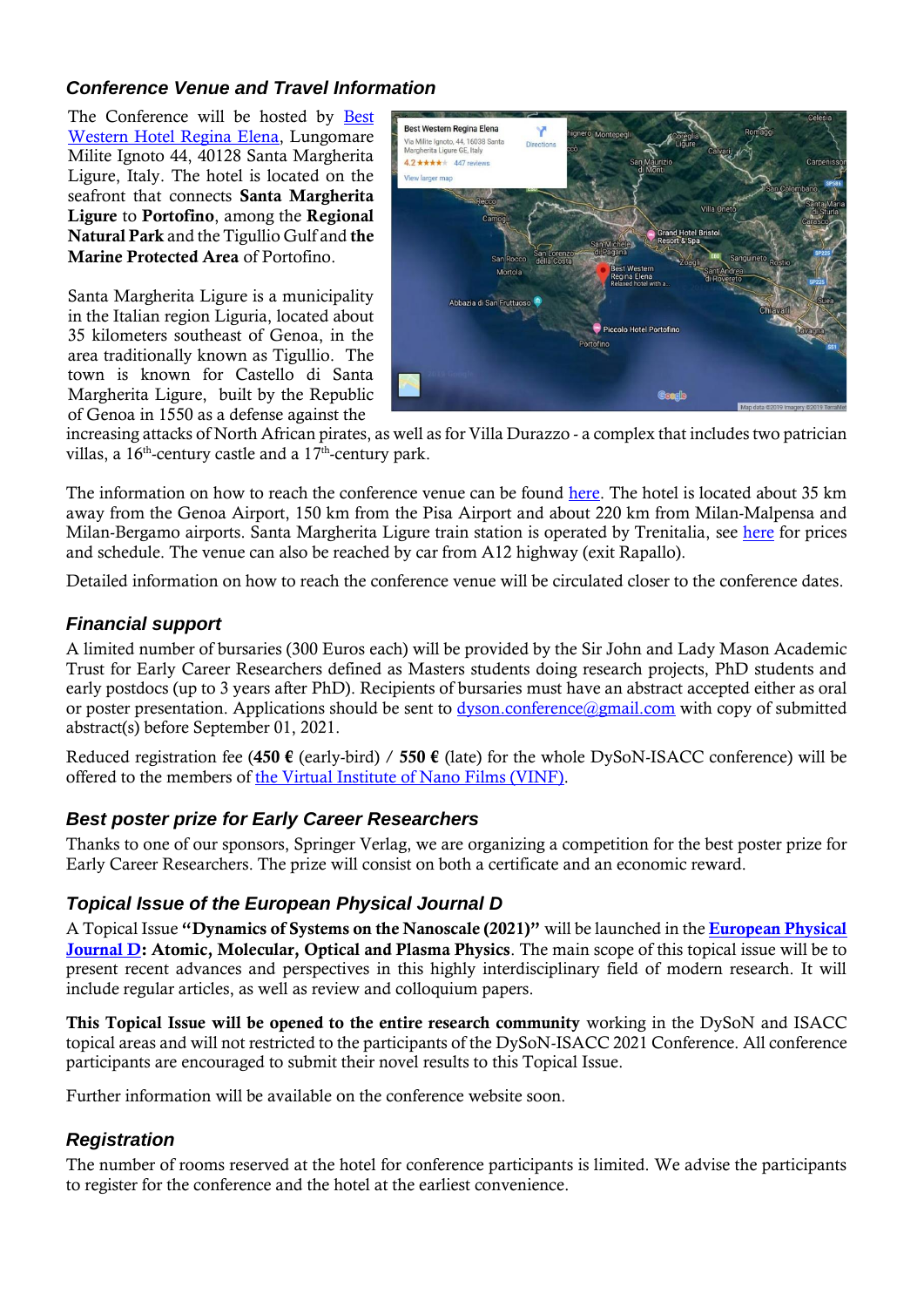### *Conference Venue and Travel Information*

The Conference will be hosted by Best Western Hotel Regina Elena, Lungomare Milite Ignoto 44, 40128 Santa Margherita Ligure, Italy. The hotel is located on the seafront that connects **Santa Margherita Ligure** to **Portofino**, among the **Regional Natural Park** and the Tigullio Gulf and **the Marine Protected Area** of Portofino.

Santa Margherita Ligure is a municipality in the Italian region Liguria, located about 35 kilometers southeast of Genoa, in the area traditionally known as Tigullio. The town is known for Castello di Santa Margherita Ligure, built by the Republic of Genoa in 1550 as a defense against the increasing attacks of North African pirates, as well as for Villa Durazzo - a complex that includes two patrician villas, a 16th-century castle and a 17th-century park.

The information on how to reach the conference venue can be found here. The hotel is located about 35 km away from the Genoa Airport, 150 km from the Pisa Airport and about 220 km from Milan-Malpensa and Milan-Bergamo airports. Santa Margherita Ligure train station is operated by Trenitalia, see here for prices and schedule. The venue can also be reached by car from A12 highway (exit Rapallo).

Detailed information on how to reach the conference venue will be circulated closer to the conference dates.

### *Financial support*

A limited number of bursaries (300 Euros each) will be provided by the Sir John and Lady Mason Academic Trust for Early Career Researchers defined as Masters students doing research projects, PhD students and early postdocs (up to 3 years after PhD). Recipients of bursaries must have an abstract accepted either as oral or poster presentation. Applications should be sent to dyson.conference@gmail.com with copy of submitted abstract(s) before September 01, 2021.

Reduced registration fee (**450 €** (early-bird) / **550 €** (late) for the whole DySoN-ISACC conference) will be offered to the members of the Virtual Institute of Nano Films (VINF).

### *Best poster prize for Early Career Researchers*

Thanks to one of our sponsors, Springer Verlag, we are organizing a competition for the best poster prize for Early Career Researchers. The prize will consist on both a certificate and an economic reward.

### *Topical Issue of the European Physical Journal D*

A Topical Issue **"Dynamics of Systems on the Nanoscale (2021)"** will be launched in the **European Physical Journal D: Atomic, Molecular, Optical and Plasma Physics**. The main scope of this topical issue will be to present recent advances and perspectives in this highly interdisciplinary field of modern research. It will include regular articles, as well as review and colloquium papers.

**This Topical Issue will be opened to the entire research community** working in the DySoN and ISACC topical areas and will not restricted to the participants of the DySoN-ISACC 2021 Conference. All conference participants are encouraged to submit their novel results to this Topical Issue.

Further information will be available on the conference website soon.

### *Registration*

The number of rooms reserved at the hotel for conference participants is limited. We advise the participants to register for the conference and the hotel at the earliest convenience.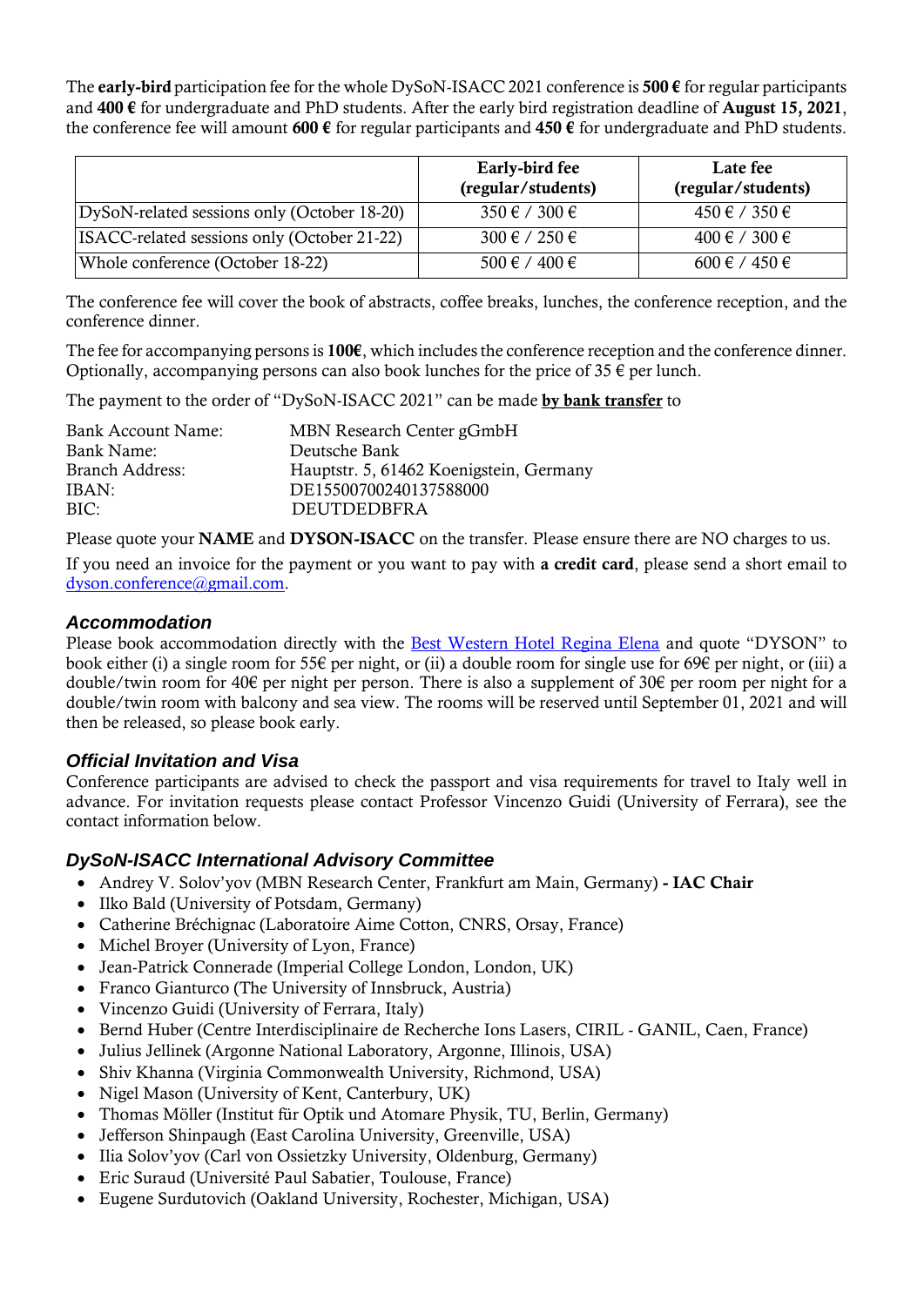The **early-bird** participation fee for the whole DySoN-ISACC 2021 conference is **500 €** for regular participants and **400 €** for undergraduate and PhD students. After the early bird registration deadline of **August 15, 2021**, the conference fee will amount **600 €** for regular participants and **450 €** for undergraduate and PhD students.

| | **Early-bird fee (regular/students)** | **Late fee (regular/students)** |
|---|---|---|
| DySoN-related sessions only (October 18-20) | 350 € / 300 € | 450 € / 350 € |
| ISACC-related sessions only (October 21-22) | 300 € / 250 € | 400 € / 300 € |
| Whole conference (October 18-22) | 500 € / 400 € | 600 € / 450 € |

The conference fee will cover the book of abstracts, coffee breaks, lunches, the conference reception, and the conference dinner.

The fee for accompanying persons is **100€**, which includes the conference reception and the conference dinner. Optionally, accompanying persons can also book lunches for the price of 35 € per lunch.

The payment to the order of "DySoN-ISACC 2021" can be made **by bank transfer** to

| | |
|---|---|
| Bank Account Name: | MBN Research Center gGmbH |
| Bank Name: | Deutsche Bank |
| Branch Address: | Hauptstr. 5, 61462 Koenigstein, Germany |
| IBAN: | DE15500700240137588000 |
| BIC: | DEUTDEDBFRA |

Please quote your **NAME** and **DYSON-ISACC** on the transfer. Please ensure there are NO charges to us.

If you need an invoice for the payment or you want to pay with **a credit card**, please send a short email to dyson.conference@gmail.com.

### *Accommodation*

Please book accommodation directly with the Best Western Hotel Regina Elena and quote "DYSON" to book either (i) a single room for 55€ per night, or (ii) a double room for single use for 69€ per night, or (iii) a double/twin room for 40€ per night per person. There is also a supplement of 30€ per room per night for a double/twin room with balcony and sea view. The rooms will be reserved until September 01, 2021 and will then be released, so please book early.

### *Official Invitation and Visa*

Conference participants are advised to check the passport and visa requirements for travel to Italy well in advance. For invitation requests please contact Professor Vincenzo Guidi (University of Ferrara), see the contact information below.

### *DySoN-ISACC International Advisory Committee*

- Andrey V. Solov'yov (MBN Research Center, Frankfurt am Main, Germany) **- IAC Chair**
- Ilko Bald (University of Potsdam, Germany)
- Catherine Bréchignac (Laboratoire Aime Cotton, CNRS, Orsay, France)
- Michel Broyer (University of Lyon, France)
- Jean-Patrick Connerade (Imperial College London, London, UK)
- Franco Gianturco (The University of Innsbruck, Austria)
- Vincenzo Guidi (University of Ferrara, Italy)
- Bernd Huber (Centre Interdisciplinaire de Recherche Ions Lasers, CIRIL - GANIL, Caen, France)
- Julius Jellinek (Argonne National Laboratory, Argonne, Illinois, USA)
- Shiv Khanna (Virginia Commonwealth University, Richmond, USA)
- Nigel Mason (University of Kent, Canterbury, UK)
- Thomas Möller (Institut für Optik und Atomare Physik, TU, Berlin, Germany)
- Jefferson Shinpaugh (East Carolina University, Greenville, USA)
- Ilia Solov'yov (Carl von Ossietzky University, Oldenburg, Germany)
- Eric Suraud (Université Paul Sabatier, Toulouse, France)
- Eugene Surdutovich (Oakland University, Rochester, Michigan, USA)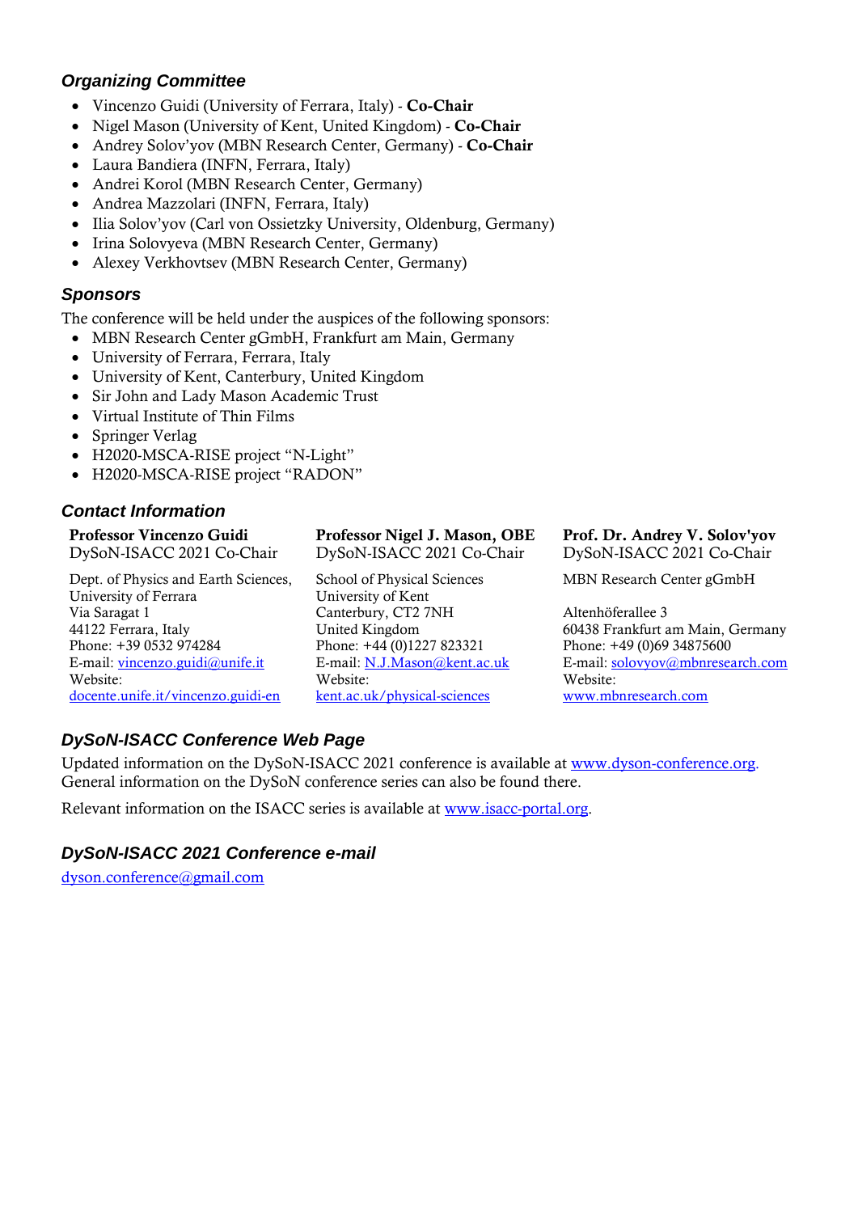### *Organizing Committee*

- Vincenzo Guidi (University of Ferrara, Italy) - **Co-Chair**
- Nigel Mason (University of Kent, United Kingdom) - **Co-Chair**
- Andrey Solov'yov (MBN Research Center, Germany) - **Co-Chair**
- Laura Bandiera (INFN, Ferrara, Italy)
- Andrei Korol (MBN Research Center, Germany)
- Andrea Mazzolari (INFN, Ferrara, Italy)
- Ilia Solov'yov (Carl von Ossietzky University, Oldenburg, Germany)
- Irina Solovyeva (MBN Research Center, Germany)
- Alexey Verkhovtsev (MBN Research Center, Germany)

### *Sponsors*

The conference will be held under the auspices of the following sponsors:

- MBN Research Center gGmbH, Frankfurt am Main, Germany
- University of Ferrara, Ferrara, Italy
- University of Kent, Canterbury, United Kingdom
- Sir John and Lady Mason Academic Trust
- Virtual Institute of Thin Films
- Springer Verlag
- H2020-MSCA-RISE project "N-Light"
- H2020-MSCA-RISE project "RADON"

### *Contact Information*

**Professor Vincenzo Guidi**
DySoN-ISACC 2021 Co-Chair

Dept. of Physics and Earth Sciences,
University of Ferrara
Via Saragat 1
44122 Ferrara, Italy
Phone: +39 0532 974284
E-mail: vincenzo.guidi@unife.it
Website:
docente.unife.it/vincenzo.guidi-en

**Professor Nigel J. Mason, OBE**
DySoN-ISACC 2021 Co-Chair

School of Physical Sciences
University of Kent
Canterbury, CT2 7NH
United Kingdom
Phone: +44 (0)1227 823321
E-mail: N.J.Mason@kent.ac.uk
Website:
kent.ac.uk/physical-sciences

**Prof. Dr. Andrey V. Solov'yov**
DySoN-ISACC 2021 Co-Chair

MBN Research Center gGmbH

Altenhöferallee 3
60438 Frankfurt am Main, Germany
Phone: +49 (0)69 34875600
E-mail: solovyov@mbnresearch.com
Website:
www.mbnresearch.com

### *DySoN-ISACC Conference Web Page*

Updated information on the DySoN-ISACC 2021 conference is available at www.dyson-conference.org. General information on the DySoN conference series can also be found there.

Relevant information on the ISACC series is available at www.isacc-portal.org.

### *DySoN-ISACC 2021 Conference e-mail*

dyson.conference@gmail.com